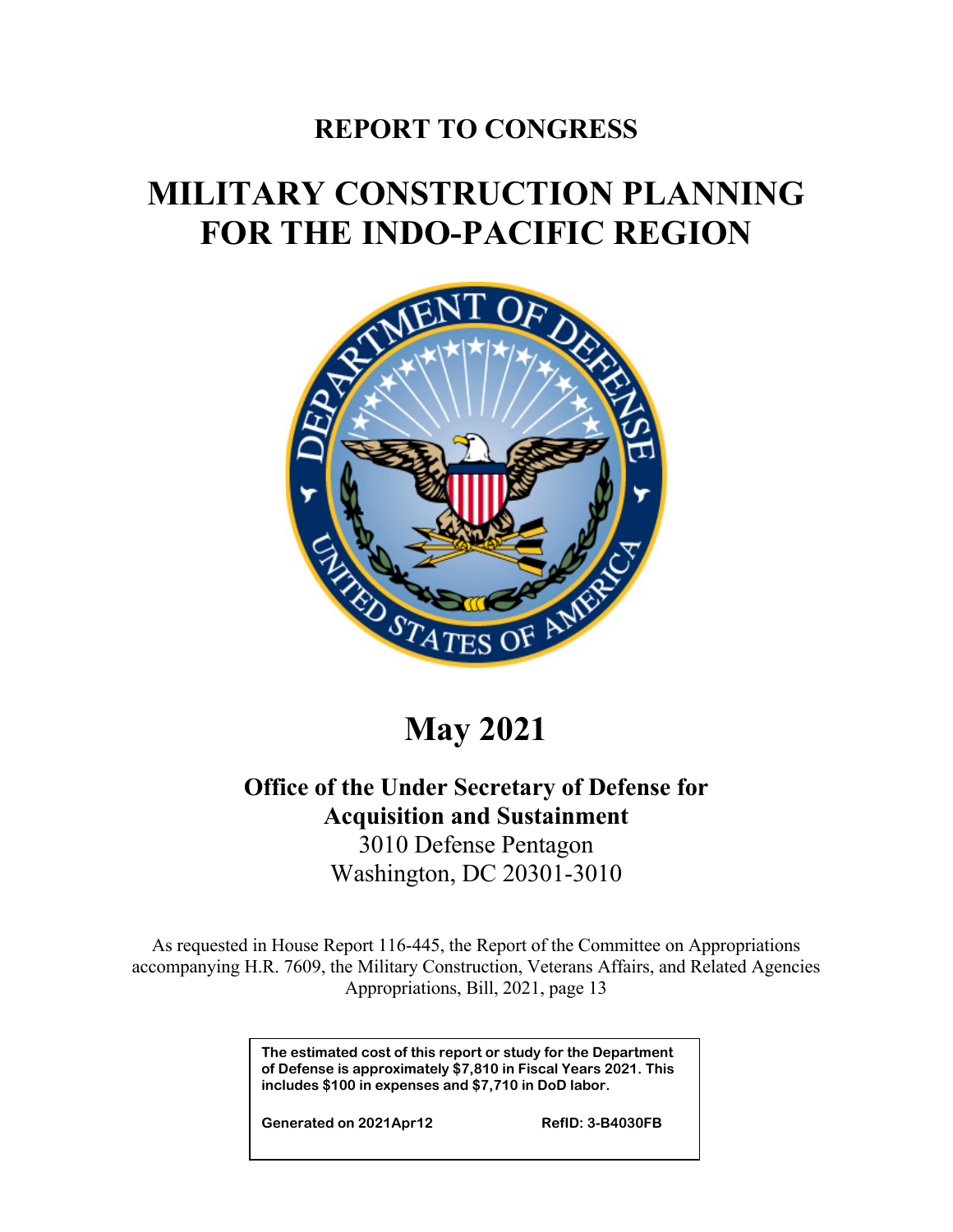# REPORT TO CONGRESS

# MILITARY CONSTRUCTION PLANNING FOR THE INDO-PACIFIC REGION

## May 2021

**Office of the Under Secretary of Defense for Acquisition and Sustainment**
3010 Defense Pentagon
Washington, DC 20301-3010

As requested in House Report 116-445, the Report of the Committee on Appropriations accompanying H.R. 7609, the Military Construction, Veterans Affairs, and Related Agencies Appropriations, Bill, 2021, page 13

**The estimated cost of this report or study for the Department of Defense is approximately $7,810 in Fiscal Years 2021. This includes $100 in expenses and $7,710 in DoD labor.**

**Generated on 2021Apr12 RefID: 3-B4030FB**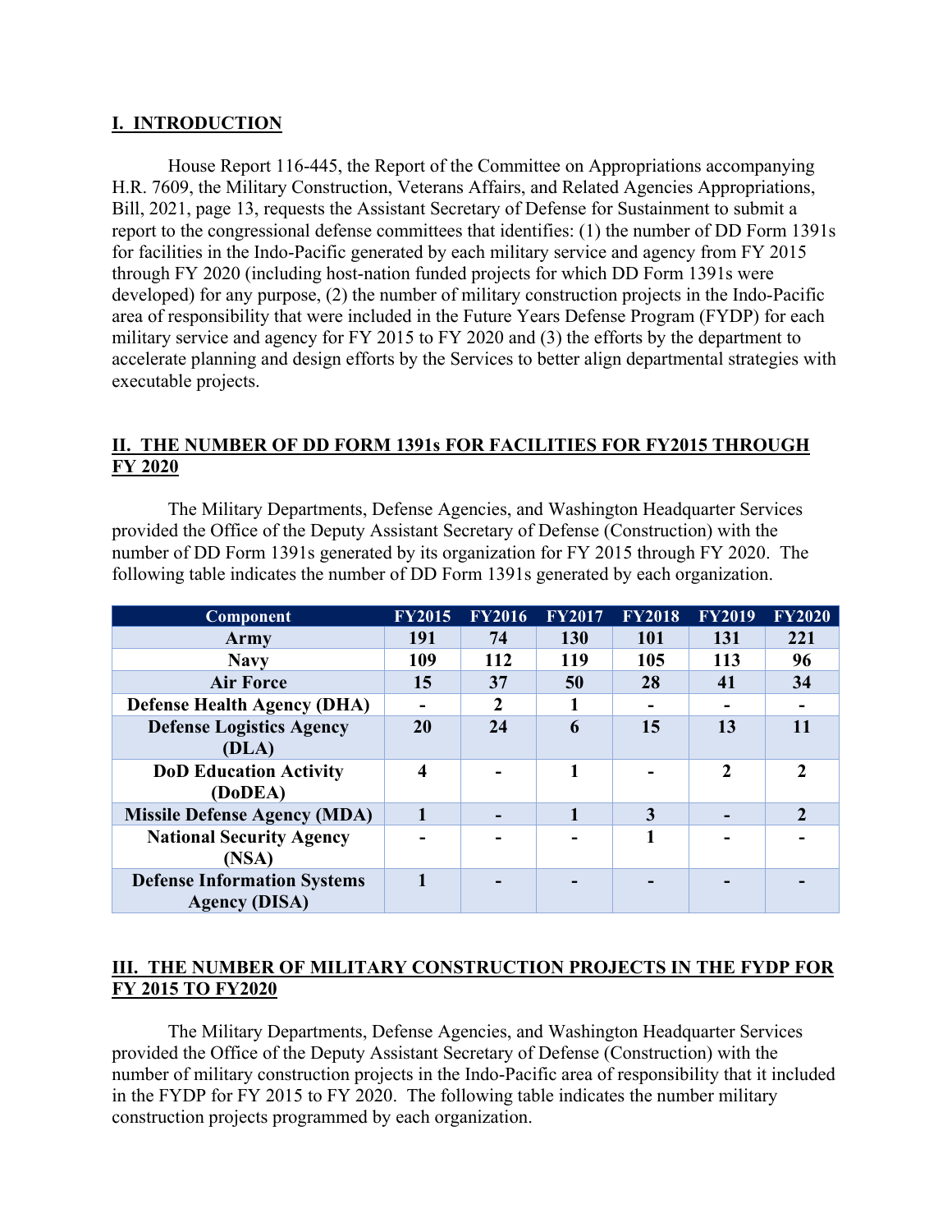## I.  INTRODUCTION

House Report 116-445, the Report of the Committee on Appropriations accompanying H.R. 7609, the Military Construction, Veterans Affairs, and Related Agencies Appropriations, Bill, 2021, page 13, requests the Assistant Secretary of Defense for Sustainment to submit a report to the congressional defense committees that identifies: (1) the number of DD Form 1391s for facilities in the Indo-Pacific generated by each military service and agency from FY 2015 through FY 2020 (including host-nation funded projects for which DD Form 1391s were developed) for any purpose, (2) the number of military construction projects in the Indo-Pacific area of responsibility that were included in the Future Years Defense Program (FYDP) for each military service and agency for FY 2015 to FY 2020 and (3) the efforts by the department to accelerate planning and design efforts by the Services to better align departmental strategies with executable projects.

## II.  THE NUMBER OF DD FORM 1391s FOR FACILITIES FOR FY2015 THROUGH FY 2020

The Military Departments, Defense Agencies, and Washington Headquarter Services provided the Office of the Deputy Assistant Secretary of Defense (Construction) with the number of DD Form 1391s generated by its organization for FY 2015 through FY 2020.  The following table indicates the number of DD Form 1391s generated by each organization.

| Component | FY2015 | FY2016 | FY2017 | FY2018 | FY2019 | FY2020 |
|---|---|---|---|---|---|---|
| **Army** | **191** | **74** | **130** | **101** | **131** | **221** |
| **Navy** | **109** | **112** | **119** | **105** | **113** | **96** |
| **Air Force** | **15** | **37** | **50** | **28** | **41** | **34** |
| **Defense Health Agency (DHA)** | **-** | **2** | **1** | **-** | **-** | **-** |
| **Defense Logistics Agency (DLA)** | **20** | **24** | **6** | **15** | **13** | **11** |
| **DoD Education Activity (DoDEA)** | **4** | **-** | **1** | **-** | **2** | **2** |
| **Missile Defense Agency (MDA)** | **1** | **-** | **1** | **3** | **-** | **2** |
| **National Security Agency (NSA)** | **-** | **-** | **-** | **1** | **-** | **-** |
| **Defense Information Systems Agency (DISA)** | **1** | **-** | **-** | **-** | **-** | **-** |

## III.  THE NUMBER OF MILITARY CONSTRUCTION PROJECTS IN THE FYDP FOR FY 2015 TO FY2020

The Military Departments, Defense Agencies, and Washington Headquarter Services provided the Office of the Deputy Assistant Secretary of Defense (Construction) with the number of military construction projects in the Indo-Pacific area of responsibility that it included in the FYDP for FY 2015 to FY 2020.  The following table indicates the number military construction projects programmed by each organization.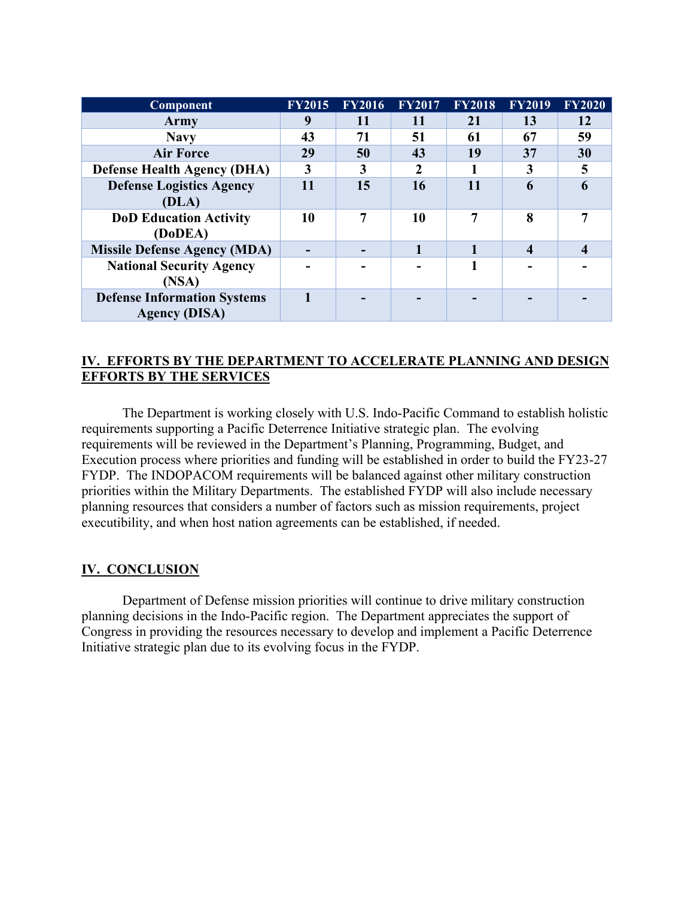| Component | FY2015 | FY2016 | FY2017 | FY2018 | FY2019 | FY2020 |
|---|---|---|---|---|---|---|
| Army | 9 | 11 | 11 | 21 | 13 | 12 |
| Navy | 43 | 71 | 51 | 61 | 67 | 59 |
| Air Force | 29 | 50 | 43 | 19 | 37 | 30 |
| Defense Health Agency (DHA) | 3 | 3 | 2 | 1 | 3 | 5 |
| Defense Logistics Agency (DLA) | 11 | 15 | 16 | 11 | 6 | 6 |
| DoD Education Activity (DoDEA) | 10 | 7 | 10 | 7 | 8 | 7 |
| Missile Defense Agency (MDA) | - | - | 1 | 1 | 4 | 4 |
| National Security Agency (NSA) | - | - | - | 1 | - | - |
| Defense Information Systems Agency (DISA) | 1 | - | - | - | - | - |

## IV. EFFORTS BY THE DEPARTMENT TO ACCELERATE PLANNING AND DESIGN EFFORTS BY THE SERVICES

The Department is working closely with U.S. Indo-Pacific Command to establish holistic requirements supporting a Pacific Deterrence Initiative strategic plan. The evolving requirements will be reviewed in the Department's Planning, Programming, Budget, and Execution process where priorities and funding will be established in order to build the FY23-27 FYDP. The INDOPACOM requirements will be balanced against other military construction priorities within the Military Departments. The established FYDP will also include necessary planning resources that considers a number of factors such as mission requirements, project executibility, and when host nation agreements can be established, if needed.

## IV. CONCLUSION

Department of Defense mission priorities will continue to drive military construction planning decisions in the Indo-Pacific region. The Department appreciates the support of Congress in providing the resources necessary to develop and implement a Pacific Deterrence Initiative strategic plan due to its evolving focus in the FYDP.